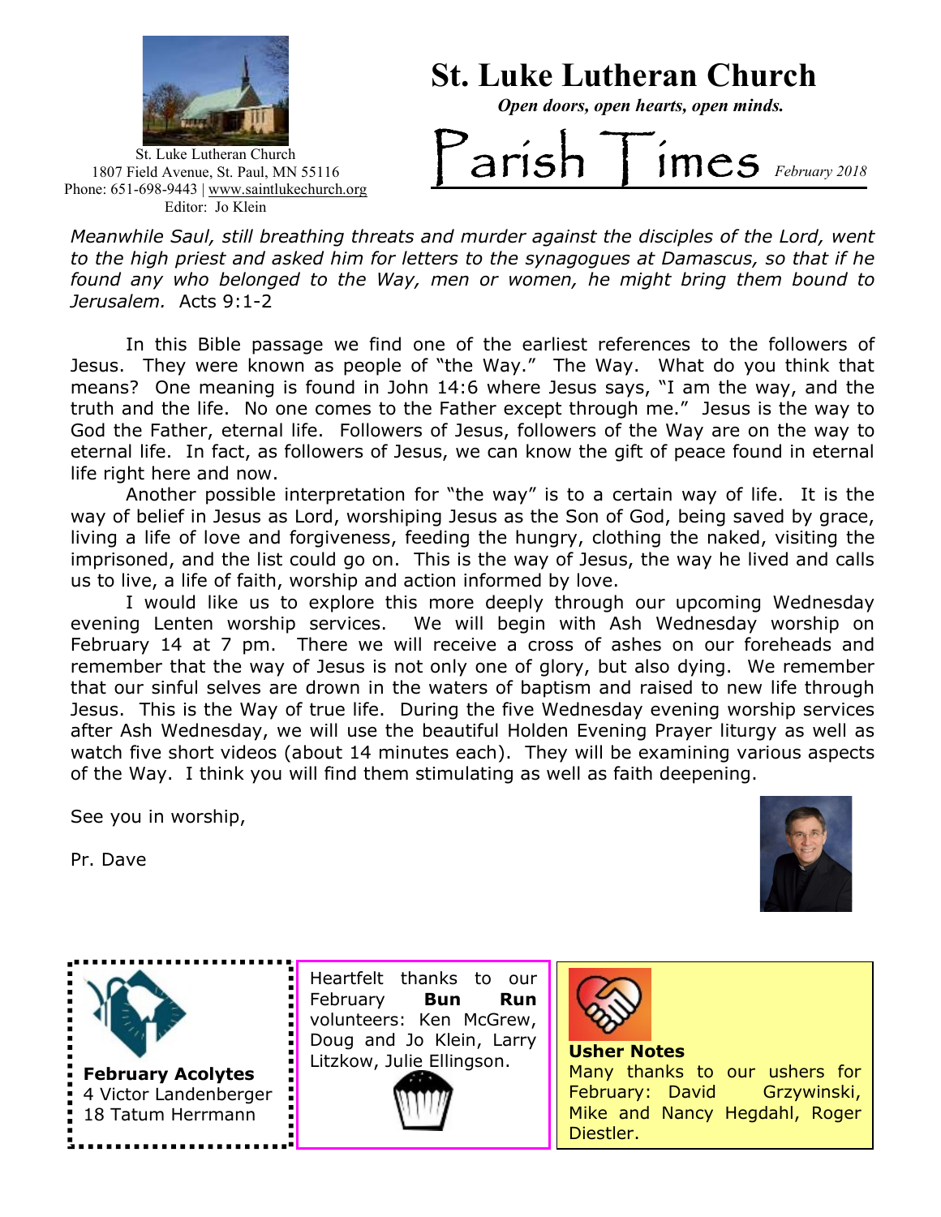St. Luke Lutheran Church
1807 Field Avenue, St. Paul, MN 55116
Phone: 651-698-9443 | www.saintlukechurch.org
Editor: Jo Klein

# St. Luke Lutheran Church

*Open doors, open hearts, open minds.*

## Parish Times

*February 2018*

*Meanwhile Saul, still breathing threats and murder against the disciples of the Lord, went to the high priest and asked him for letters to the synagogues at Damascus, so that if he found any who belonged to the Way, men or women, he might bring them bound to Jerusalem.* Acts 9:1-2

In this Bible passage we find one of the earliest references to the followers of Jesus. They were known as people of "the Way." The Way. What do you think that means? One meaning is found in John 14:6 where Jesus says, "I am the way, and the truth and the life. No one comes to the Father except through me." Jesus is the way to God the Father, eternal life. Followers of Jesus, followers of the Way are on the way to eternal life. In fact, as followers of Jesus, we can know the gift of peace found in eternal life right here and now.

Another possible interpretation for "the way" is to a certain way of life. It is the way of belief in Jesus as Lord, worshiping Jesus as the Son of God, being saved by grace, living a life of love and forgiveness, feeding the hungry, clothing the naked, visiting the imprisoned, and the list could go on. This is the way of Jesus, the way he lived and calls us to live, a life of faith, worship and action informed by love.

I would like us to explore this more deeply through our upcoming Wednesday evening Lenten worship services. We will begin with Ash Wednesday worship on February 14 at 7 pm. There we will receive a cross of ashes on our foreheads and remember that the way of Jesus is not only one of glory, but also dying. We remember that our sinful selves are drown in the waters of baptism and raised to new life through Jesus. This is the Way of true life. During the five Wednesday evening worship services after Ash Wednesday, we will use the beautiful Holden Evening Prayer liturgy as well as watch five short videos (about 14 minutes each). They will be examining various aspects of the Way. I think you will find them stimulating as well as faith deepening.

See you in worship,

Pr. Dave

**February Acolytes**
4 Victor Landenberger
18 Tatum Herrmann

Heartfelt thanks to our February **Bun Run** volunteers: Ken McGrew, Doug and Jo Klein, Larry Litzkow, Julie Ellingson.

**Usher Notes**
Many thanks to our ushers for February: David Grzywinski, Mike and Nancy Hegdahl, Roger Diestler.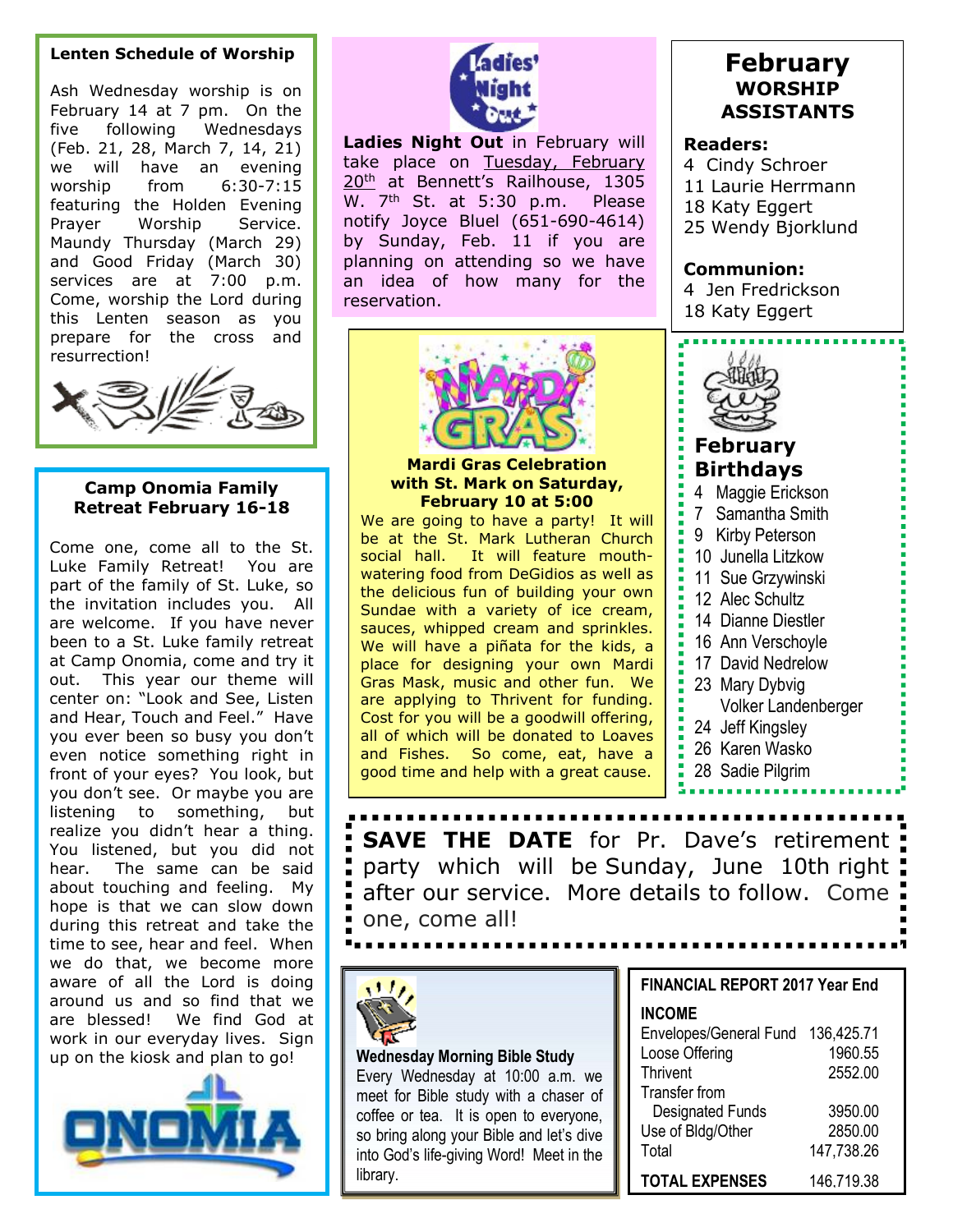### Lenten Schedule of Worship

Ash Wednesday worship is on February 14 at 7 pm. On the five following Wednesdays (Feb. 21, 28, March 7, 14, 21) we will have an evening worship from 6:30-7:15 featuring the Holden Evening Prayer Worship Service. Maundy Thursday (March 29) and Good Friday (March 30) services are at 7:00 p.m. Come, worship the Lord during this Lenten season as you prepare for the cross and resurrection!

### Camp Onomia Family Retreat February 16-18

Come one, come all to the St. Luke Family Retreat! You are part of the family of St. Luke, so the invitation includes you. All are welcome. If you have never been to a St. Luke family retreat at Camp Onomia, come and try it out. This year our theme will center on: "Look and See, Listen and Hear, Touch and Feel." Have you ever been so busy you don't even notice something right in front of your eyes? You look, but you don't see. Or maybe you are listening to something, but realize you didn't hear a thing. You listened, but you did not hear. The same can be said about touching and feeling. My hope is that we can slow down during this retreat and take the time to see, hear and feel. When we do that, we become more aware of all the Lord is doing around us and so find that we are blessed! We find God at work in our everyday lives. Sign up on the kiosk and plan to go!

**Ladies Night Out** in February will take place on Tuesday, February 20th at Bennett's Railhouse, 1305 W. 7th St. at 5:30 p.m. Please notify Joyce Bluel (651-690-4614) by Sunday, Feb. 11 if you are planning on attending so we have an idea of how many for the reservation.

### Mardi Gras Celebration with St. Mark on Saturday, February 10 at 5:00

We are going to have a party! It will be at the St. Mark Lutheran Church social hall. It will feature mouth-watering food from DeGidios as well as the delicious fun of building your own Sundae with a variety of ice cream, sauces, whipped cream and sprinkles. We will have a piñata for the kids, a place for designing your own Mardi Gras Mask, music and other fun. We are applying to Thrivent for funding. Cost for you will be a goodwill offering, all of which will be donated to Loaves and Fishes. So come, eat, have a good time and help with a great cause.

## February WORSHIP ASSISTANTS

**Readers:**
- 4 Cindy Schroer
- 11 Laurie Herrmann
- 18 Katy Eggert
- 25 Wendy Bjorklund

**Communion:**
- 4 Jen Fredrickson
- 18 Katy Eggert

### February Birthdays

- 4 Maggie Erickson
- 7 Samantha Smith
- 9 Kirby Peterson
- 10 Junella Litzkow
- 11 Sue Grzywinski
- 12 Alec Schultz
- 14 Dianne Diestler
- 16 Ann Verschoyle
- 17 David Nedrelow
- 23 Mary Dybvig, Volker Landenberger
- 24 Jeff Kingsley
- 26 Karen Wasko
- 28 Sadie Pilgrim

**SAVE THE DATE** for Pr. Dave's retirement party which will be Sunday, June 10th right after our service. More details to follow. Come one, come all!

### Wednesday Morning Bible Study

Every Wednesday at 10:00 a.m. we meet for Bible study with a chaser of coffee or tea. It is open to everyone, so bring along your Bible and let's dive into God's life-giving Word! Meet in the library.

### FINANCIAL REPORT 2017 Year End

| INCOME | |
|---|---|
| Envelopes/General Fund | 136,425.71 |
| Loose Offering | 1960.55 |
| Thrivent | 2552.00 |
| Transfer from Designated Funds | 3950.00 |
| Use of Bldg/Other | 2850.00 |
| Total | 147,738.26 |
| **TOTAL EXPENSES** | 146,719.38 |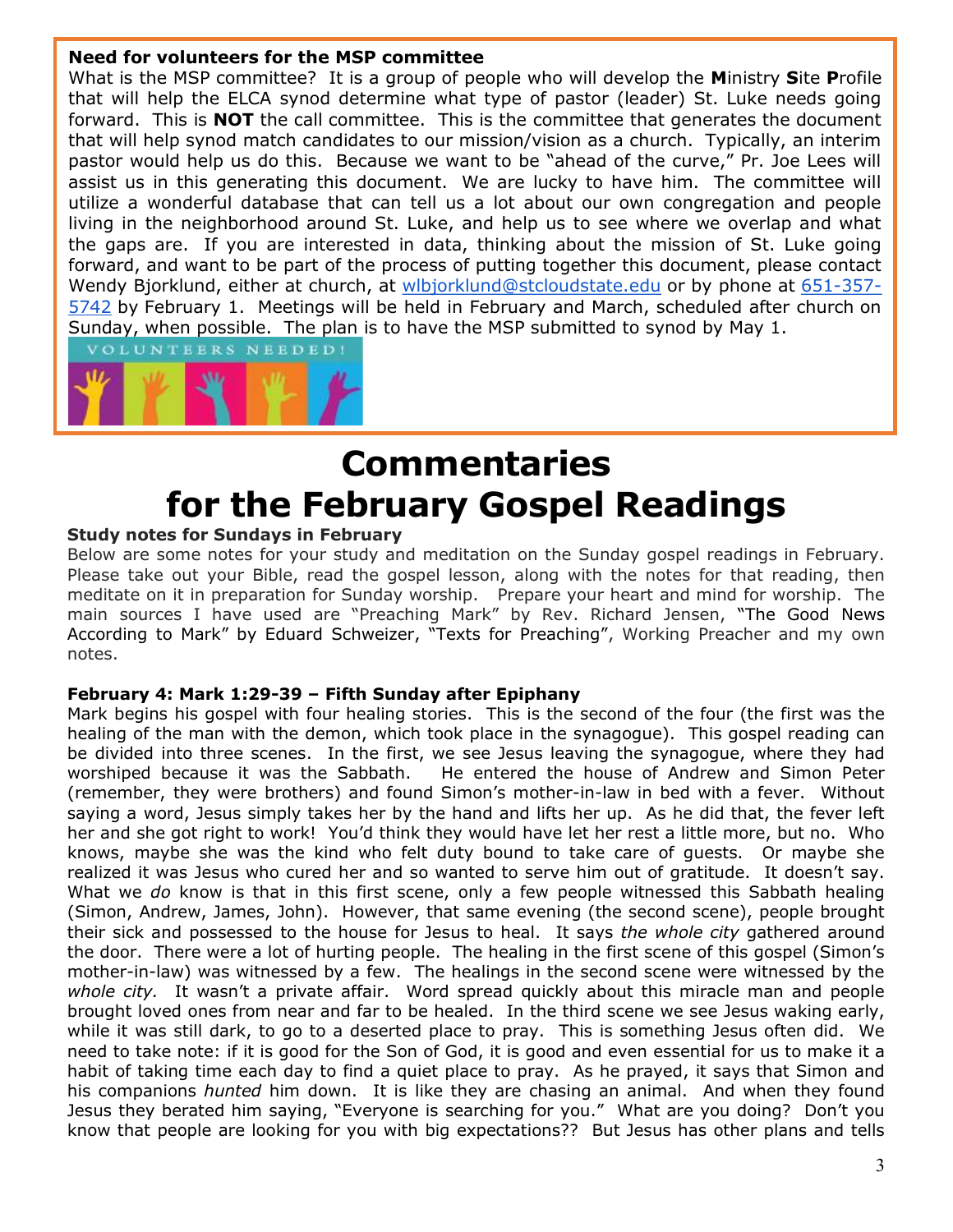**Need for volunteers for the MSP committee**

What is the MSP committee? It is a group of people who will develop the **M**inistry **S**ite **P**rofile that will help the ELCA synod determine what type of pastor (leader) St. Luke needs going forward. This is **NOT** the call committee. This is the committee that generates the document that will help synod match candidates to our mission/vision as a church. Typically, an interim pastor would help us do this. Because we want to be "ahead of the curve," Pr. Joe Lees will assist us in this generating this document. We are lucky to have him. The committee will utilize a wonderful database that can tell us a lot about our own congregation and people living in the neighborhood around St. Luke, and help us to see where we overlap and what the gaps are. If you are interested in data, thinking about the mission of St. Luke going forward, and want to be part of the process of putting together this document, please contact Wendy Bjorklund, either at church, at wlbjorklund@stcloudstate.edu or by phone at 651-357-5742 by February 1. Meetings will be held in February and March, scheduled after church on Sunday, when possible. The plan is to have the MSP submitted to synod by May 1.

VOLUNTEERS NEEDED!

# Commentaries for the February Gospel Readings

**Study notes for Sundays in February**

Below are some notes for your study and meditation on the Sunday gospel readings in February. Please take out your Bible, read the gospel lesson, along with the notes for that reading, then meditate on it in preparation for Sunday worship. Prepare your heart and mind for worship. The main sources I have used are "Preaching Mark" by Rev. Richard Jensen, "The Good News According to Mark" by Eduard Schweizer, "Texts for Preaching", Working Preacher and my own notes.

**February 4: Mark 1:29-39 – Fifth Sunday after Epiphany**

Mark begins his gospel with four healing stories. This is the second of the four (the first was the healing of the man with the demon, which took place in the synagogue). This gospel reading can be divided into three scenes. In the first, we see Jesus leaving the synagogue, where they had worshiped because it was the Sabbath. He entered the house of Andrew and Simon Peter (remember, they were brothers) and found Simon's mother-in-law in bed with a fever. Without saying a word, Jesus simply takes her by the hand and lifts her up. As he did that, the fever left her and she got right to work! You'd think they would have let her rest a little more, but no. Who knows, maybe she was the kind who felt duty bound to take care of guests. Or maybe she realized it was Jesus who cured her and so wanted to serve him out of gratitude. It doesn't say. What we *do* know is that in this first scene, only a few people witnessed this Sabbath healing (Simon, Andrew, James, John). However, that same evening (the second scene), people brought their sick and possessed to the house for Jesus to heal. It says *the whole city* gathered around the door. There were a lot of hurting people. The healing in the first scene of this gospel (Simon's mother-in-law) was witnessed by a few. The healings in the second scene were witnessed by the *whole city.* It wasn't a private affair. Word spread quickly about this miracle man and people brought loved ones from near and far to be healed. In the third scene we see Jesus waking early, while it was still dark, to go to a deserted place to pray. This is something Jesus often did. We need to take note: if it is good for the Son of God, it is good and even essential for us to make it a habit of taking time each day to find a quiet place to pray. As he prayed, it says that Simon and his companions *hunted* him down. It is like they are chasing an animal. And when they found Jesus they berated him saying, "Everyone is searching for you." What are you doing? Don't you know that people are looking for you with big expectations?? But Jesus has other plans and tells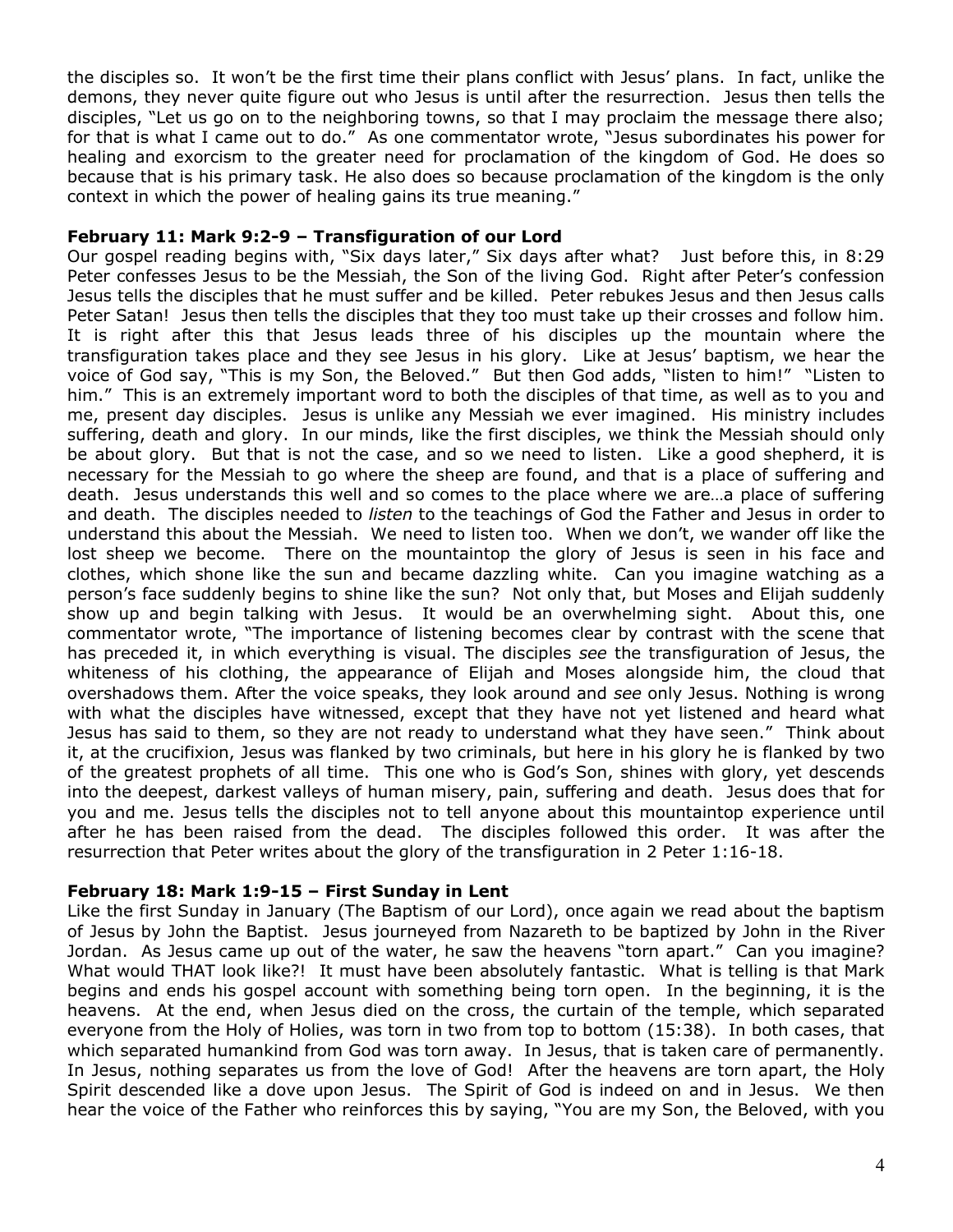the disciples so. It won't be the first time their plans conflict with Jesus' plans. In fact, unlike the demons, they never quite figure out who Jesus is until after the resurrection. Jesus then tells the disciples, "Let us go on to the neighboring towns, so that I may proclaim the message there also; for that is what I came out to do." As one commentator wrote, "Jesus subordinates his power for healing and exorcism to the greater need for proclamation of the kingdom of God. He does so because that is his primary task. He also does so because proclamation of the kingdom is the only context in which the power of healing gains its true meaning."

**February 11: Mark 9:2-9 – Transfiguration of our Lord**

Our gospel reading begins with, "Six days later," Six days after what? Just before this, in 8:29 Peter confesses Jesus to be the Messiah, the Son of the living God. Right after Peter's confession Jesus tells the disciples that he must suffer and be killed. Peter rebukes Jesus and then Jesus calls Peter Satan! Jesus then tells the disciples that they too must take up their crosses and follow him. It is right after this that Jesus leads three of his disciples up the mountain where the transfiguration takes place and they see Jesus in his glory. Like at Jesus' baptism, we hear the voice of God say, "This is my Son, the Beloved." But then God adds, "listen to him!" "Listen to him." This is an extremely important word to both the disciples of that time, as well as to you and me, present day disciples. Jesus is unlike any Messiah we ever imagined. His ministry includes suffering, death and glory. In our minds, like the first disciples, we think the Messiah should only be about glory. But that is not the case, and so we need to listen. Like a good shepherd, it is necessary for the Messiah to go where the sheep are found, and that is a place of suffering and death. Jesus understands this well and so comes to the place where we are…a place of suffering and death. The disciples needed to *listen* to the teachings of God the Father and Jesus in order to understand this about the Messiah. We need to listen too. When we don't, we wander off like the lost sheep we become. There on the mountaintop the glory of Jesus is seen in his face and clothes, which shone like the sun and became dazzling white. Can you imagine watching as a person's face suddenly begins to shine like the sun? Not only that, but Moses and Elijah suddenly show up and begin talking with Jesus. It would be an overwhelming sight. About this, one commentator wrote, "The importance of listening becomes clear by contrast with the scene that has preceded it, in which everything is visual. The disciples *see* the transfiguration of Jesus, the whiteness of his clothing, the appearance of Elijah and Moses alongside him, the cloud that overshadows them. After the voice speaks, they look around and *see* only Jesus. Nothing is wrong with what the disciples have witnessed, except that they have not yet listened and heard what Jesus has said to them, so they are not ready to understand what they have seen." Think about it, at the crucifixion, Jesus was flanked by two criminals, but here in his glory he is flanked by two of the greatest prophets of all time. This one who is God's Son, shines with glory, yet descends into the deepest, darkest valleys of human misery, pain, suffering and death. Jesus does that for you and me. Jesus tells the disciples not to tell anyone about this mountaintop experience until after he has been raised from the dead. The disciples followed this order. It was after the resurrection that Peter writes about the glory of the transfiguration in 2 Peter 1:16-18.

**February 18: Mark 1:9-15 – First Sunday in Lent**

Like the first Sunday in January (The Baptism of our Lord), once again we read about the baptism of Jesus by John the Baptist. Jesus journeyed from Nazareth to be baptized by John in the River Jordan. As Jesus came up out of the water, he saw the heavens "torn apart." Can you imagine? What would THAT look like?! It must have been absolutely fantastic. What is telling is that Mark begins and ends his gospel account with something being torn open. In the beginning, it is the heavens. At the end, when Jesus died on the cross, the curtain of the temple, which separated everyone from the Holy of Holies, was torn in two from top to bottom (15:38). In both cases, that which separated humankind from God was torn away. In Jesus, that is taken care of permanently. In Jesus, nothing separates us from the love of God! After the heavens are torn apart, the Holy Spirit descended like a dove upon Jesus. The Spirit of God is indeed on and in Jesus. We then hear the voice of the Father who reinforces this by saying, "You are my Son, the Beloved, with you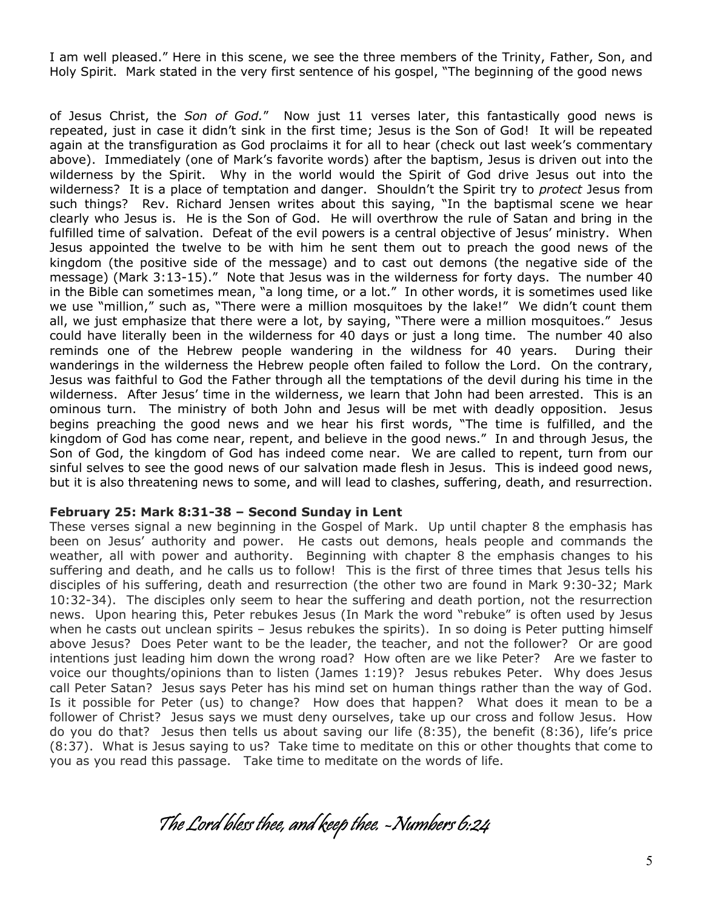I am well pleased." Here in this scene, we see the three members of the Trinity, Father, Son, and Holy Spirit. Mark stated in the very first sentence of his gospel, "The beginning of the good news of Jesus Christ, the *Son of God.*" Now just 11 verses later, this fantastically good news is repeated, just in case it didn't sink in the first time; Jesus is the Son of God! It will be repeated again at the transfiguration as God proclaims it for all to hear (check out last week's commentary above). Immediately (one of Mark's favorite words) after the baptism, Jesus is driven out into the wilderness by the Spirit. Why in the world would the Spirit of God drive Jesus out into the wilderness? It is a place of temptation and danger. Shouldn't the Spirit try to *protect* Jesus from such things? Rev. Richard Jensen writes about this saying, "In the baptismal scene we hear clearly who Jesus is. He is the Son of God. He will overthrow the rule of Satan and bring in the fulfilled time of salvation. Defeat of the evil powers is a central objective of Jesus' ministry. When Jesus appointed the twelve to be with him he sent them out to preach the good news of the kingdom (the positive side of the message) and to cast out demons (the negative side of the message) (Mark 3:13-15)." Note that Jesus was in the wilderness for forty days. The number 40 in the Bible can sometimes mean, "a long time, or a lot." In other words, it is sometimes used like we use "million," such as, "There were a million mosquitoes by the lake!" We didn't count them all, we just emphasize that there were a lot, by saying, "There were a million mosquitoes." Jesus could have literally been in the wilderness for 40 days or just a long time. The number 40 also reminds one of the Hebrew people wandering in the wildness for 40 years. During their wanderings in the wilderness the Hebrew people often failed to follow the Lord. On the contrary, Jesus was faithful to God the Father through all the temptations of the devil during his time in the wilderness. After Jesus' time in the wilderness, we learn that John had been arrested. This is an ominous turn. The ministry of both John and Jesus will be met with deadly opposition. Jesus begins preaching the good news and we hear his first words, "The time is fulfilled, and the kingdom of God has come near, repent, and believe in the good news." In and through Jesus, the Son of God, the kingdom of God has indeed come near. We are called to repent, turn from our sinful selves to see the good news of our salvation made flesh in Jesus. This is indeed good news, but it is also threatening news to some, and will lead to clashes, suffering, death, and resurrection.

**February 25: Mark 8:31-38 – Second Sunday in Lent**

These verses signal a new beginning in the Gospel of Mark. Up until chapter 8 the emphasis has been on Jesus' authority and power. He casts out demons, heals people and commands the weather, all with power and authority. Beginning with chapter 8 the emphasis changes to his suffering and death, and he calls us to follow! This is the first of three times that Jesus tells his disciples of his suffering, death and resurrection (the other two are found in Mark 9:30-32; Mark 10:32-34). The disciples only seem to hear the suffering and death portion, not the resurrection news. Upon hearing this, Peter rebukes Jesus (In Mark the word "rebuke" is often used by Jesus when he casts out unclean spirits – Jesus rebukes the spirits). In so doing is Peter putting himself above Jesus? Does Peter want to be the leader, the teacher, and not the follower? Or are good intentions just leading him down the wrong road? How often are we like Peter? Are we faster to voice our thoughts/opinions than to listen (James 1:19)? Jesus rebukes Peter. Why does Jesus call Peter Satan? Jesus says Peter has his mind set on human things rather than the way of God. Is it possible for Peter (us) to change? How does that happen? What does it mean to be a follower of Christ? Jesus says we must deny ourselves, take up our cross and follow Jesus. How do you do that? Jesus then tells us about saving our life (8:35), the benefit (8:36), life's price (8:37). What is Jesus saying to us? Take time to meditate on this or other thoughts that come to you as you read this passage. Take time to meditate on the words of life.

*The Lord bless thee, and keep thee. ~Numbers 6:24*